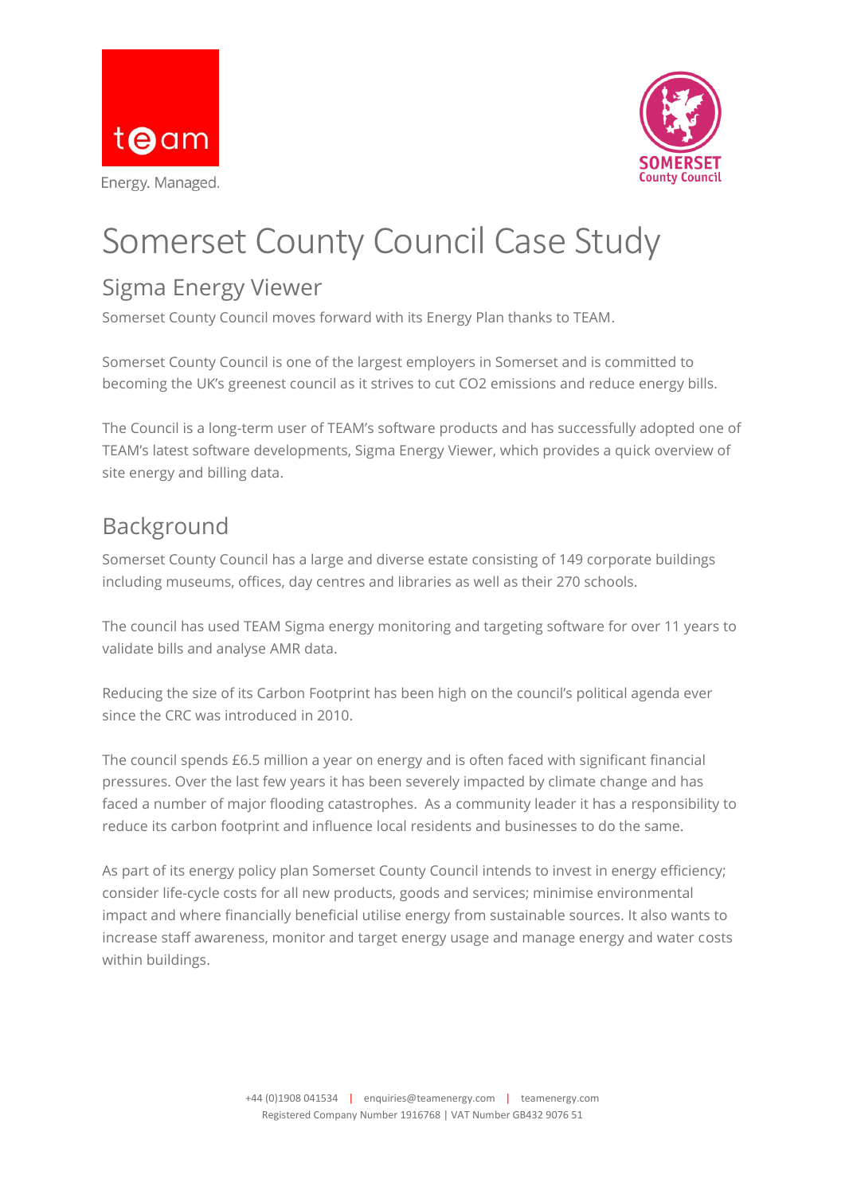# Somerset County Council Case Study

## Sigma Energy Viewer

Somerset County Council moves forward with its Energy Plan thanks to TEAM.

Somerset County Council is one of the largest employers in Somerset and is committed to becoming the UK's greenest council as it strives to cut $CO_2$ emissions and reduce energy bills.

The Council is a long-term user of TEAM's software products and has successfully adopted one of TEAM's latest software developments, Sigma Energy Viewer, which provides a quick overview of site energy and billing data.

## Background

Somerset County Council has a large and diverse estate consisting of 149 corporate buildings including museums, offices, day centres and libraries as well as their 270 schools.

The council has used TEAM Sigma energy monitoring and targeting software for over 11 years to validate bills and analyse AMR data.

Reducing the size of its Carbon Footprint has been high on the council's political agenda ever since the CRC was introduced in 2010.

The council spends £6.5 million a year on energy and is often faced with significant financial pressures. Over the last few years it has been severely impacted by climate change and has faced a number of major flooding catastrophes. As a community leader it has a responsibility to reduce its carbon footprint and influence local residents and businesses to do the same.

As part of its energy policy plan Somerset County Council intends to invest in energy efficiency; consider life-cycle costs for all new products, goods and services; minimise environmental impact and where financially beneficial utilise energy from sustainable sources. It also wants to increase staff awareness, monitor and target energy usage and manage energy and water costs within buildings.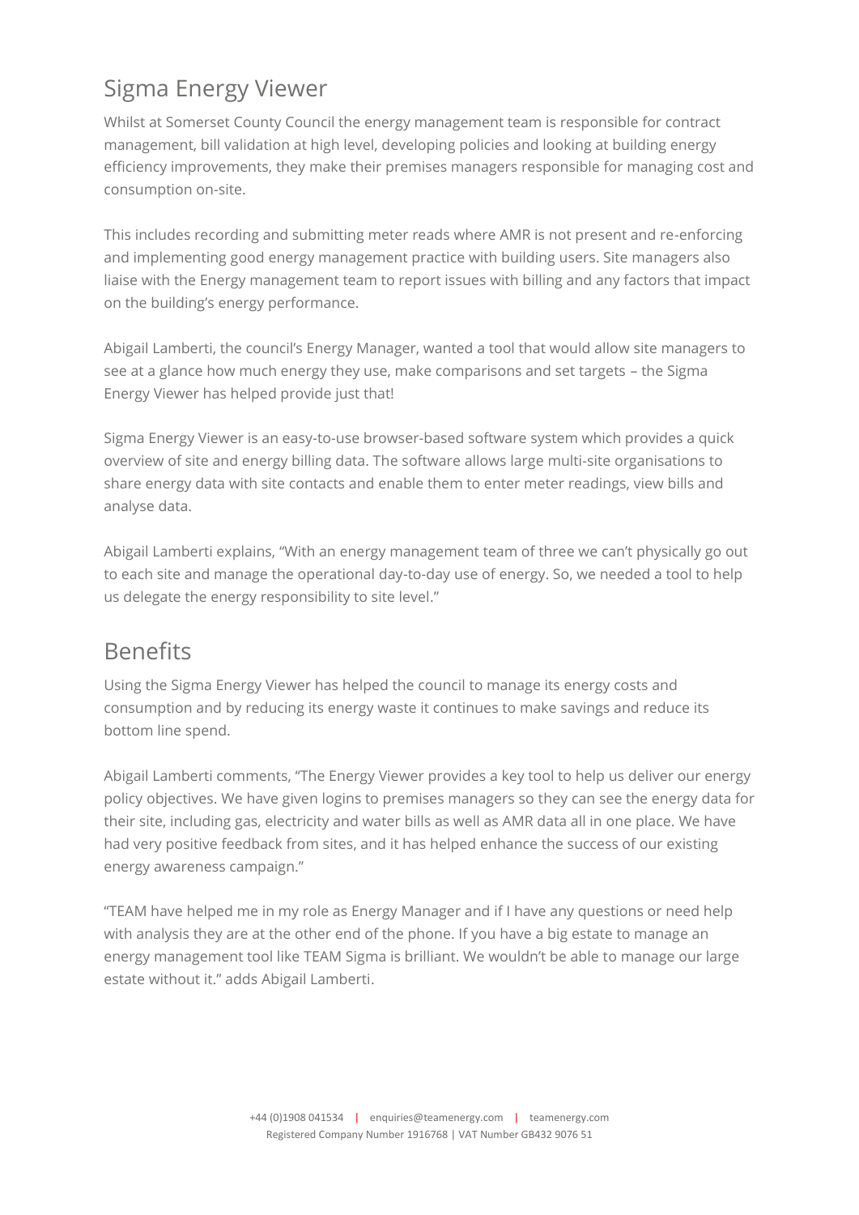## Sigma Energy Viewer

Whilst at Somerset County Council the energy management team is responsible for contract management, bill validation at high level, developing policies and looking at building energy efficiency improvements, they make their premises managers responsible for managing cost and consumption on-site.

This includes recording and submitting meter reads where AMR is not present and re-enforcing and implementing good energy management practice with building users. Site managers also liaise with the Energy management team to report issues with billing and any factors that impact on the building's energy performance.

Abigail Lamberti, the council's Energy Manager, wanted a tool that would allow site managers to see at a glance how much energy they use, make comparisons and set targets – the Sigma Energy Viewer has helped provide just that!

Sigma Energy Viewer is an easy-to-use browser-based software system which provides a quick overview of site and energy billing data. The software allows large multi-site organisations to share energy data with site contacts and enable them to enter meter readings, view bills and analyse data.

Abigail Lamberti explains, "With an energy management team of three we can't physically go out to each site and manage the operational day-to-day use of energy. So, we needed a tool to help us delegate the energy responsibility to site level."

## Benefits

Using the Sigma Energy Viewer has helped the council to manage its energy costs and consumption and by reducing its energy waste it continues to make savings and reduce its bottom line spend.

Abigail Lamberti comments, "The Energy Viewer provides a key tool to help us deliver our energy policy objectives. We have given logins to premises managers so they can see the energy data for their site, including gas, electricity and water bills as well as AMR data all in one place. We have had very positive feedback from sites, and it has helped enhance the success of our existing energy awareness campaign."

"TEAM have helped me in my role as Energy Manager and if I have any questions or need help with analysis they are at the other end of the phone. If you have a big estate to manage an energy management tool like TEAM Sigma is brilliant. We wouldn't be able to manage our large estate without it." adds Abigail Lamberti.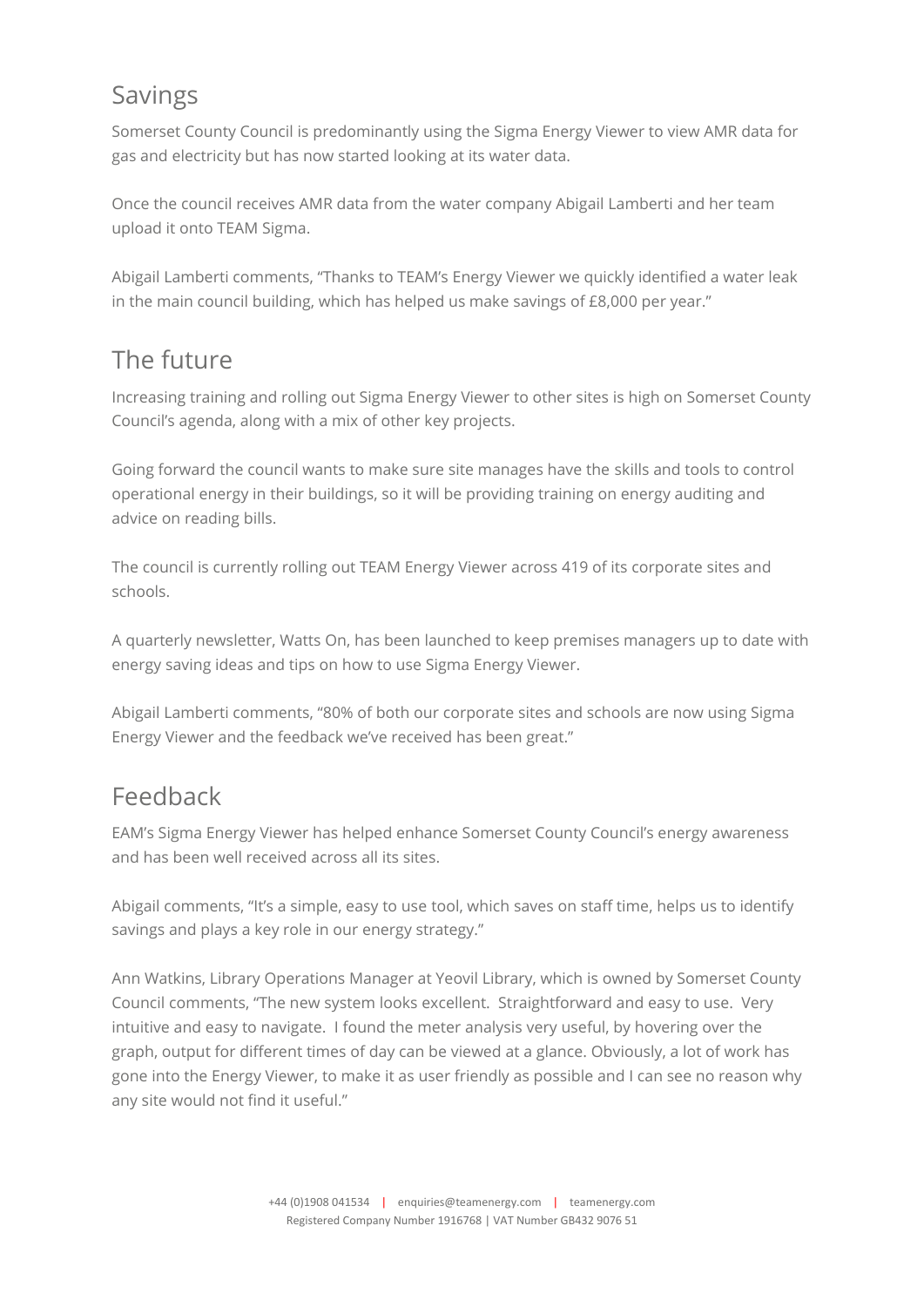## Savings

Somerset County Council is predominantly using the Sigma Energy Viewer to view AMR data for gas and electricity but has now started looking at its water data.

Once the council receives AMR data from the water company Abigail Lamberti and her team upload it onto TEAM Sigma.

Abigail Lamberti comments, "Thanks to TEAM's Energy Viewer we quickly identified a water leak in the main council building, which has helped us make savings of £8,000 per year."

## The future

Increasing training and rolling out Sigma Energy Viewer to other sites is high on Somerset County Council's agenda, along with a mix of other key projects.

Going forward the council wants to make sure site manages have the skills and tools to control operational energy in their buildings, so it will be providing training on energy auditing and advice on reading bills.

The council is currently rolling out TEAM Energy Viewer across 419 of its corporate sites and schools.

A quarterly newsletter, Watts On, has been launched to keep premises managers up to date with energy saving ideas and tips on how to use Sigma Energy Viewer.

Abigail Lamberti comments, "80% of both our corporate sites and schools are now using Sigma Energy Viewer and the feedback we've received has been great."

## Feedback

EAM's Sigma Energy Viewer has helped enhance Somerset County Council's energy awareness and has been well received across all its sites.

Abigail comments, "It's a simple, easy to use tool, which saves on staff time, helps us to identify savings and plays a key role in our energy strategy."

Ann Watkins, Library Operations Manager at Yeovil Library, which is owned by Somerset County Council comments, "The new system looks excellent. Straightforward and easy to use. Very intuitive and easy to navigate. I found the meter analysis very useful, by hovering over the graph, output for different times of day can be viewed at a glance. Obviously, a lot of work has gone into the Energy Viewer, to make it as user friendly as possible and I can see no reason why any site would not find it useful."

+44 (0)1908 041534 | enquiries@teamenergy.com | teamenergy.com
Registered Company Number 1916768 | VAT Number GB432 9076 51